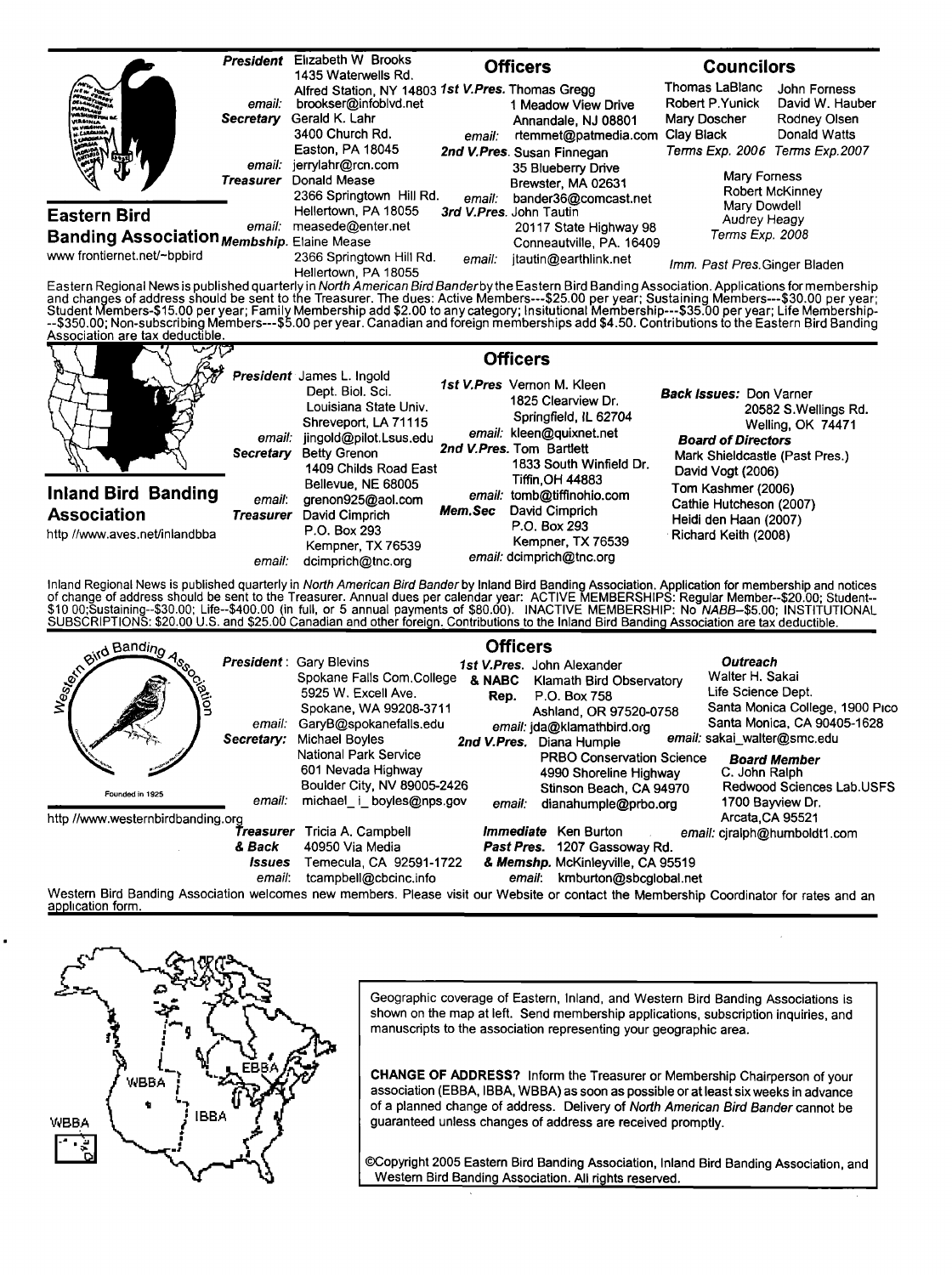## Eastern Bird Banding Association

www frontiernet.net/~bpbird

**President** Elizabeth W Brooks
1435 Waterwells Rd.
Alfred Station, NY 14803
*email:* brookser@infoblvd.net

**Secretary** Gerald K. Lahr
3400 Church Rd.
Easton, PA 18045
*email:* jerrylahr@rcn.com

**Treasurer** Donald Mease
2366 Springtown Hill Rd.
Hellertown, PA 18055
*email:* measede@enter.net

**Membship.** Elaine Mease
2366 Springtown Hill Rd.
Hellertown, PA 18055

### Officers

**1st V.Pres.** Thomas Gregg
1 Meadow View Drive
Annandale, NJ 08801
*email:* rtemmet@patmedia.com

**2nd V.Pres.** Susan Finnegan
35 Blueberry Drive
Brewster, MA 02631
*email:* bander36@comcast.net

**3rd V.Pres.** John Tautin
20117 State Highway 98
Conneautville, PA. 16409
*email:* jtautin@earthlink.net

### Councilors

Thomas LaBlanc, Robert P. Yunick, Mary Doscher, Clay Black — Terms Exp. 2006

John Forness, David W. Hauber, Rodney Olsen, Donald Watts — Terms Exp. 2007

Mary Forness, Robert McKinney, Mary Dowdell, Audrey Heagy — Terms Exp. 2008

Imm. Past Pres. Ginger Bladen

Eastern Regional News is published quarterly in *North American Bird Bander* by the Eastern Bird Banding Association. Applications for membership and changes of address should be sent to the Treasurer. The dues: Active Members---$25.00 per year; Sustaining Members---$30.00 per year; Student Members-$15.00 per year; Family Membership add $2.00 to any category; Insitutional Membership---$35.00 per year; Life Membership---$350.00; Non-subscribing Members---$5.00 per year. Canadian and foreign memberships add $4.50. Contributions to the Eastern Bird Banding Association are tax deductible.

## Inland Bird Banding Association

http //www.aves.net/inlandbba

**President** James L. Ingold
Dept. Biol. Sci.
Louisiana State Univ.
Shreveport, LA 71115
*email:* jingold@pilot.Lsus.edu

**Secretary** Betty Grenon
1409 Childs Road East
Bellevue, NE 68005
*email:* grenon925@aol.com

**Treasurer** David Cimprich
P.O. Box 293
Kempner, TX 76539
*email:* dcimprich@tnc.org

### Officers

**1st V.Pres** Vernon M. Kleen
1825 Clearview Dr.
Springfield, IL 62704
*email:* kleen@quixnet.net

**2nd V.Pres.** Tom Bartlett
1833 South Winfield Dr.
Tiffin, OH 44883
*email:* tomb@tiffinohio.com

**Mem.Sec** David Cimprich
P.O. Box 293
Kempner, TX 76539
*email:* dcimprich@tnc.org

**Back Issues:** Don Varner
20582 S.Wellings Rd.
Welling, OK 74471

**Board of Directors**
Mark Shieldcastle (Past Pres.)
David Vogt (2006)
Tom Kashmer (2006)
Cathie Hutcheson (2007)
Heidi den Haan (2007)
Richard Keith (2008)

Inland Regional News is published quarterly in *North American Bird Bander* by Inland Bird Banding Association. Application for membership and notices of change of address should be sent to the Treasurer. Annual dues per calendar year: ACTIVE MEMBERSHIPS: Regular Member--$20.00; Student--$10 00;Sustaining--$30.00; Life--$400.00 (in full, or 5 annual payments of $80.00). INACTIVE MEMBERSHIP: No *NABB*--$5.00; INSTITUTIONAL SUBSCRIPTIONS: $20.00 U.S. and $25.00 Canadian and other foreign. Contributions to the Inland Bird Banding Association are tax deductible.

## Western Bird Banding Association

Founded in 1925

http //www.westernbirdbanding.org

**President:** Gary Blevins
Spokane Falls Com.College
5925 W. Excell Ave.
Spokane, WA 99208-3711
*email:* GaryB@spokanefalls.edu

**Secretary:** Michael Boyles
National Park Service
601 Nevada Highway
Boulder City, NV 89005-2426
*email:* michael_i_boyles@nps.gov

**Treasurer & Back Issues** Tricia A. Campbell
40950 Via Media
Temecula, CA 92591-1722
*email:* tcampbell@cbcinc.info

### Officers

**1st V.Pres. & NABC Rep.** John Alexander
Klamath Bird Observatory
P.O. Box 758
Ashland, OR 97520-0758
*email:* jda@klamathbird.org

**2nd V.Pres.** Diana Humple
PRBO Conservation Science
4990 Shoreline Highway
Stinson Beach, CA 94970
*email:* dianahumple@prbo.org

**Immediate Past Pres. & Memshp.** Ken Burton
1207 Gassoway Rd.
McKinleyville, CA 95519
*email:* kmburton@sbcglobal.net

**Outreach**
Walter H. Sakai
Life Science Dept.
Santa Monica College, 1900 Pico
Santa Monica, CA 90405-1628
*email:* sakai_walter@smc.edu

**Board Member**
C. John Ralph
Redwood Sciences Lab.USFS
1700 Bayview Dr.
Arcata,CA 95521
*email:* cjralph@humboldt1.com

Western Bird Banding Association welcomes new members. Please visit our Website or contact the Membership Coordinator for rates and an application form.

---

WBBA — IBBA — EBBA

Geographic coverage of Eastern, Inland, and Western Bird Banding Associations is shown on the map at left. Send membership applications, subscription inquiries, and manuscripts to the association representing your geographic area.

**CHANGE OF ADDRESS?** Inform the Treasurer or Membership Chairperson of your association (EBBA, IBBA, WBBA) as soon as possible or at least six weeks in advance of a planned change of address. Delivery of *North American Bird Bander* cannot be guaranteed unless changes of address are received promptly.

©Copyright 2005 Eastern Bird Banding Association, Inland Bird Banding Association, and Western Bird Banding Association. All rights reserved.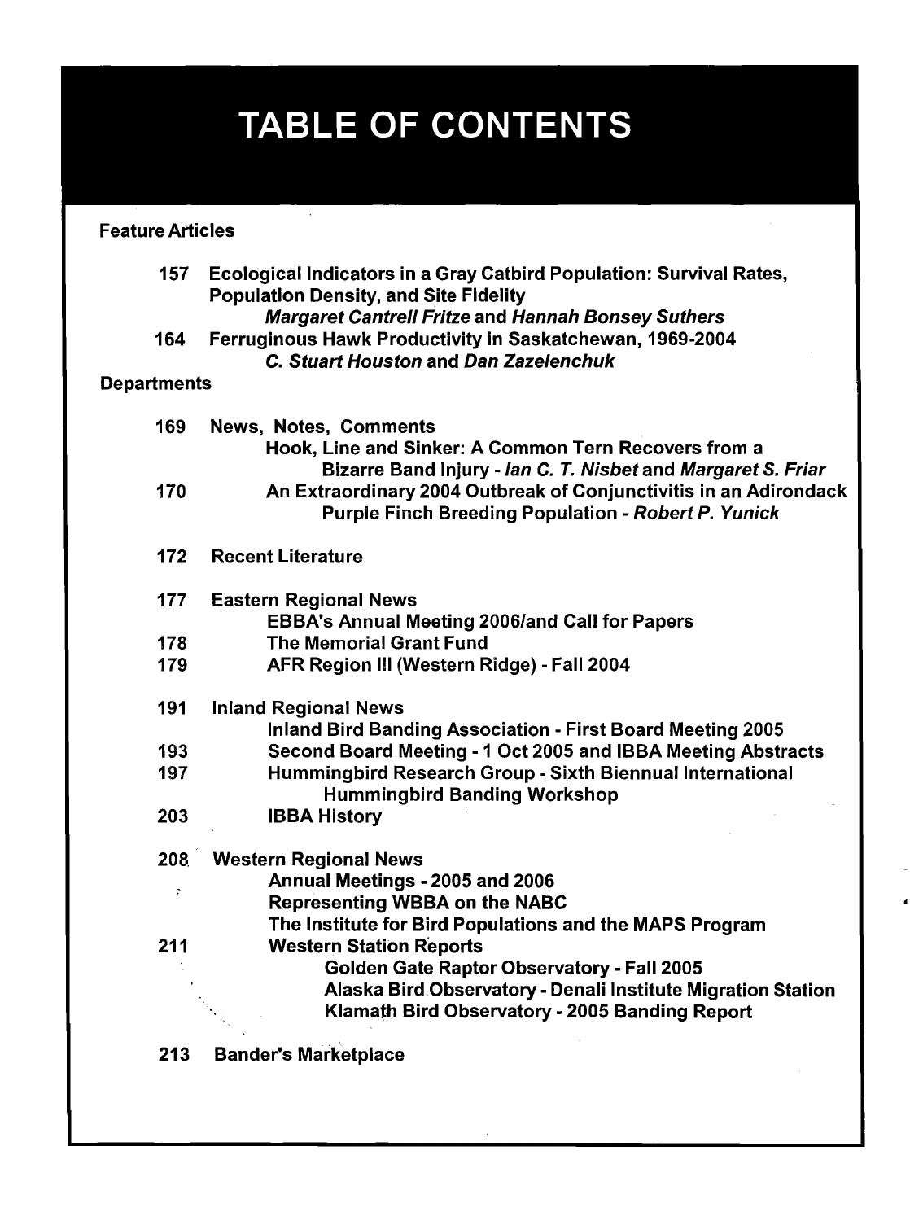# TABLE OF CONTENTS

## Feature Articles

157 **Ecological Indicators in a Gray Catbird Population: Survival Rates, Population Density, and Site Fidelity**
*Margaret Cantrell Fritze* and *Hannah Bonsey Suthers*

164 **Ferruginous Hawk Productivity in Saskatchewan, 1969-2004**
*C. Stuart Houston* and *Dan Zazelenchuk*

## Departments

169 **News, Notes, Comments**
- Hook, Line and Sinker: A Common Tern Recovers from a Bizarre Band Injury - *Ian C. T. Nisbet* and *Margaret S. Friar*

170
- An Extraordinary 2004 Outbreak of Conjunctivitis in an Adirondack Purple Finch Breeding Population - *Robert P. Yunick*

172 **Recent Literature**

177 **Eastern Regional News**
- EBBA's Annual Meeting 2006/and Call for Papers

178
- The Memorial Grant Fund

179
- AFR Region III (Western Ridge) - Fall 2004

191 **Inland Regional News**
- Inland Bird Banding Association - First Board Meeting 2005

193
- Second Board Meeting - 1 Oct 2005 and IBBA Meeting Abstracts

197
- Hummingbird Research Group - Sixth Biennial International Hummingbird Banding Workshop

203
- IBBA History

208 **Western Regional News**
- Annual Meetings - 2005 and 2006
- Representing WBBA on the NABC
- The Institute for Bird Populations and the MAPS Program

211
- Western Station Reports
  - Golden Gate Raptor Observatory - Fall 2005
  - Alaska Bird Observatory - Denali Institute Migration Station
  - Klamath Bird Observatory - 2005 Banding Report

213 **Bander's Marketplace**